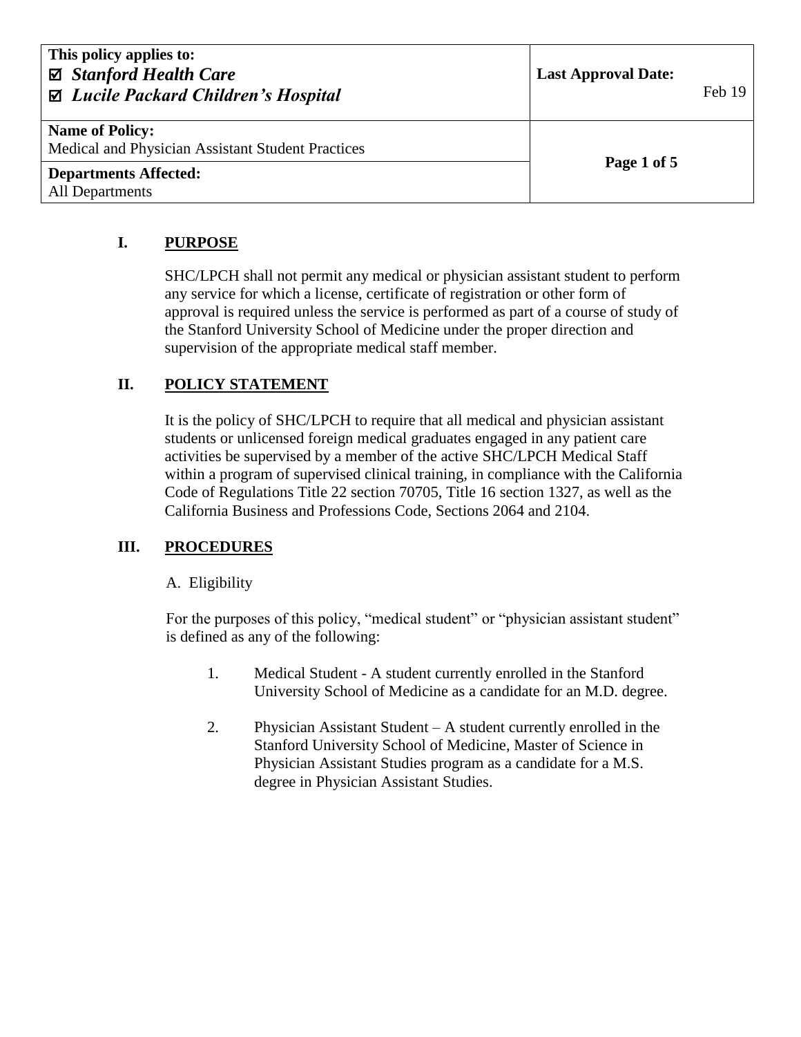| This policy applies to:<br>☑ ***Stanford Health Care***<br>☑ ***Lucile Packard Children's Hospital*** | **Last Approval Date:** Feb 19 |
|---|---|
| **Name of Policy:**<br>Medical and Physician Assistant Student Practices | |
| **Departments Affected:**<br>All Departments | |

## I. PURPOSE

SHC/LPCH shall not permit any medical or physician assistant student to perform any service for which a license, certificate of registration or other form of approval is required unless the service is performed as part of a course of study of the Stanford University School of Medicine under the proper direction and supervision of the appropriate medical staff member.

## II. POLICY STATEMENT

It is the policy of SHC/LPCH to require that all medical and physician assistant students or unlicensed foreign medical graduates engaged in any patient care activities be supervised by a member of the active SHC/LPCH Medical Staff within a program of supervised clinical training, in compliance with the California Code of Regulations Title 22 section 70705, Title 16 section 1327, as well as the California Business and Professions Code, Sections 2064 and 2104.

## III. PROCEDURES

A. Eligibility

For the purposes of this policy, "medical student" or "physician assistant student" is defined as any of the following:

1. Medical Student - A student currently enrolled in the Stanford University School of Medicine as a candidate for an M.D. degree.

2. Physician Assistant Student – A student currently enrolled in the Stanford University School of Medicine, Master of Science in Physician Assistant Studies program as a candidate for a M.S. degree in Physician Assistant Studies.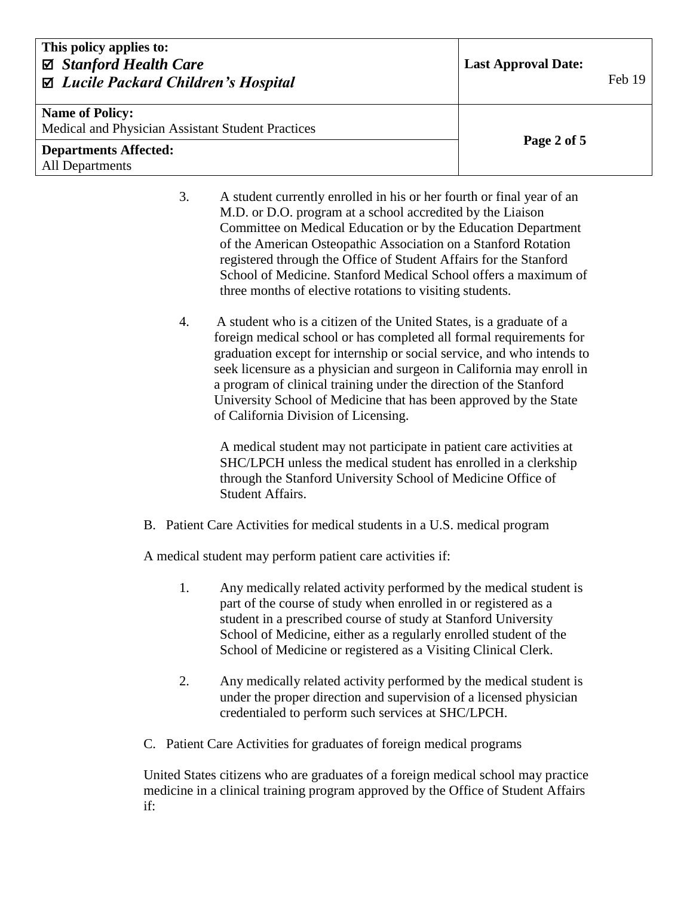3. A student currently enrolled in his or her fourth or final year of an M.D. or D.O. program at a school accredited by the Liaison Committee on Medical Education or by the Education Department of the American Osteopathic Association on a Stanford Rotation registered through the Office of Student Affairs for the Stanford School of Medicine. Stanford Medical School offers a maximum of three months of elective rotations to visiting students.

4. A student who is a citizen of the United States, is a graduate of a foreign medical school or has completed all formal requirements for graduation except for internship or social service, and who intends to seek licensure as a physician and surgeon in California may enroll in a program of clinical training under the direction of the Stanford University School of Medicine that has been approved by the State of California Division of Licensing.

   A medical student may not participate in patient care activities at SHC/LPCH unless the medical student has enrolled in a clerkship through the Stanford University School of Medicine Office of Student Affairs.

B. Patient Care Activities for medical students in a U.S. medical program

A medical student may perform patient care activities if:

1. Any medically related activity performed by the medical student is part of the course of study when enrolled in or registered as a student in a prescribed course of study at Stanford University School of Medicine, either as a regularly enrolled student of the School of Medicine or registered as a Visiting Clinical Clerk.

2. Any medically related activity performed by the medical student is under the proper direction and supervision of a licensed physician credentialed to perform such services at SHC/LPCH.

C. Patient Care Activities for graduates of foreign medical programs

United States citizens who are graduates of a foreign medical school may practice medicine in a clinical training program approved by the Office of Student Affairs if: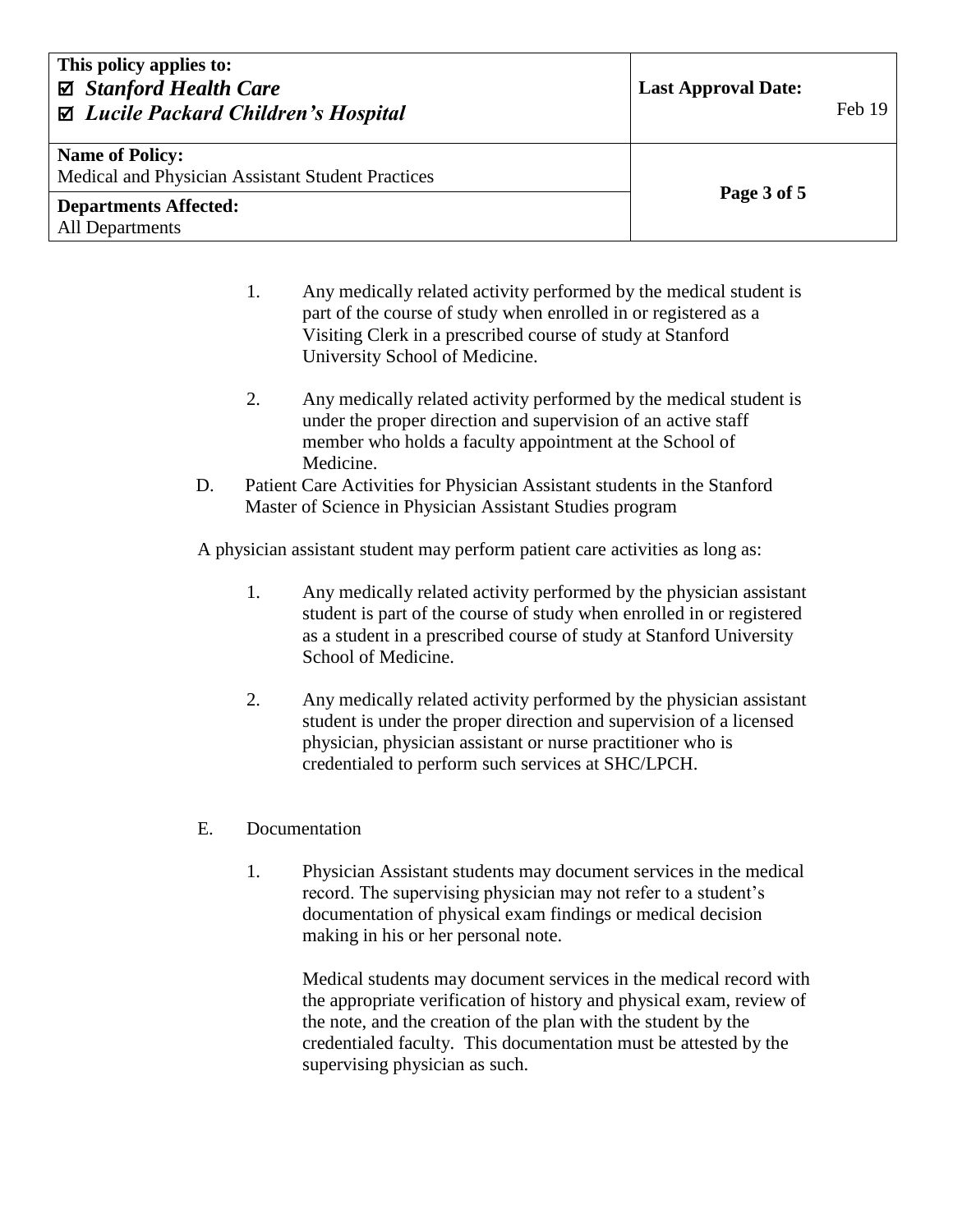1. Any medically related activity performed by the medical student is part of the course of study when enrolled in or registered as a Visiting Clerk in a prescribed course of study at Stanford University School of Medicine.

2. Any medically related activity performed by the medical student is under the proper direction and supervision of an active staff member who holds a faculty appointment at the School of Medicine.

D. Patient Care Activities for Physician Assistant students in the Stanford Master of Science in Physician Assistant Studies program

A physician assistant student may perform patient care activities as long as:

1. Any medically related activity performed by the physician assistant student is part of the course of study when enrolled in or registered as a student in a prescribed course of study at Stanford University School of Medicine.

2. Any medically related activity performed by the physician assistant student is under the proper direction and supervision of a licensed physician, physician assistant or nurse practitioner who is credentialed to perform such services at SHC/LPCH.

E. Documentation

1. Physician Assistant students may document services in the medical record. The supervising physician may not refer to a student's documentation of physical exam findings or medical decision making in his or her personal note.

   Medical students may document services in the medical record with the appropriate verification of history and physical exam, review of the note, and the creation of the plan with the student by the credentialed faculty. This documentation must be attested by the supervising physician as such.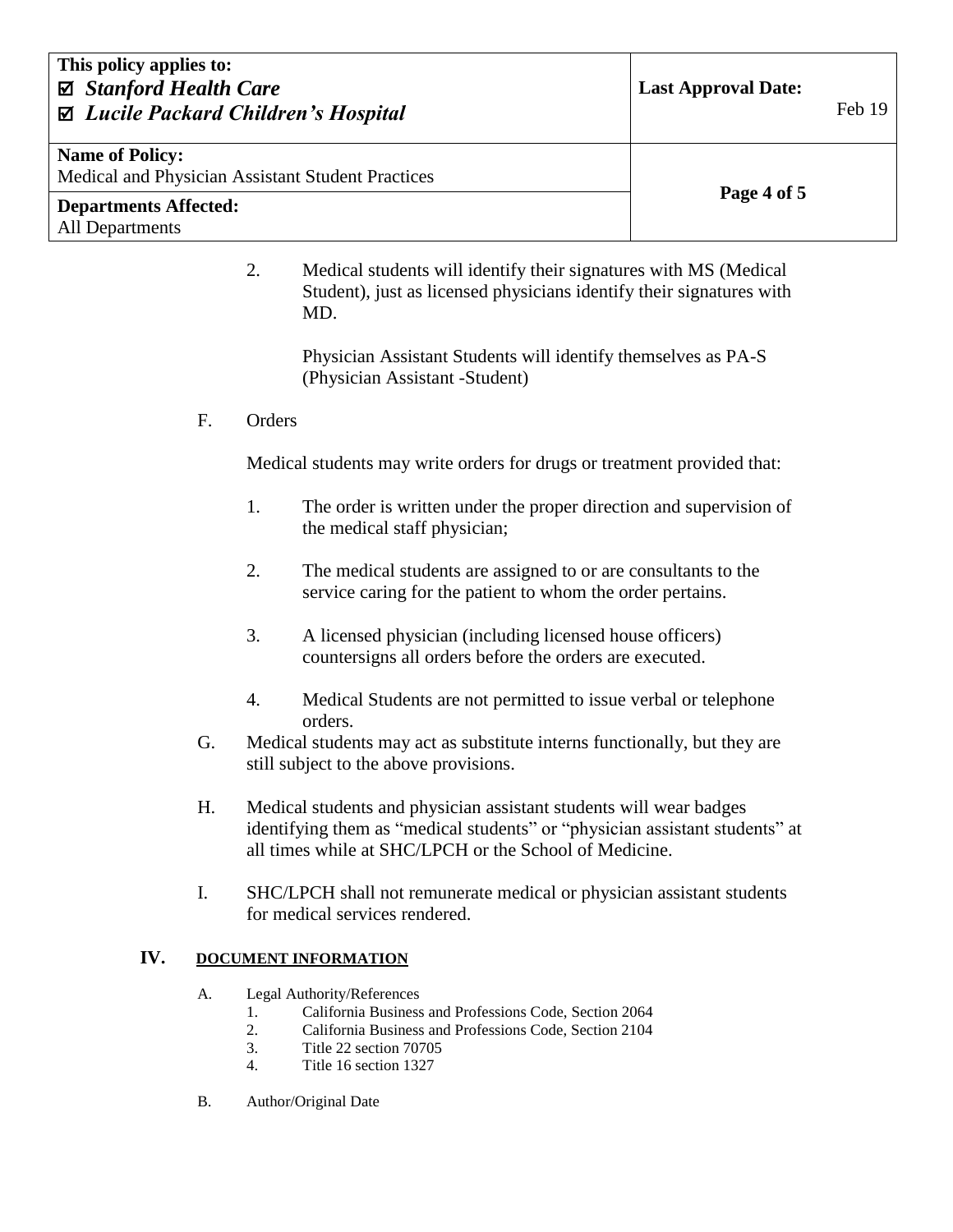2. Medical students will identify their signatures with MS (Medical Student), just as licensed physicians identify their signatures with MD.

   Physician Assistant Students will identify themselves as PA-S (Physician Assistant -Student)

F. Orders

   Medical students may write orders for drugs or treatment provided that:

   1. The order is written under the proper direction and supervision of the medical staff physician;

   2. The medical students are assigned to or are consultants to the service caring for the patient to whom the order pertains.

   3. A licensed physician (including licensed house officers) countersigns all orders before the orders are executed.

   4. Medical Students are not permitted to issue verbal or telephone orders.

G. Medical students may act as substitute interns functionally, but they are still subject to the above provisions.

H. Medical students and physician assistant students will wear badges identifying them as "medical students" or "physician assistant students" at all times while at SHC/LPCH or the School of Medicine.

I. SHC/LPCH shall not remunerate medical or physician assistant students for medical services rendered.

## IV. DOCUMENT INFORMATION

A. Legal Authority/References
   1. California Business and Professions Code, Section 2064
   2. California Business and Professions Code, Section 2104
   3. Title 22 section 70705
   4. Title 16 section 1327

B. Author/Original Date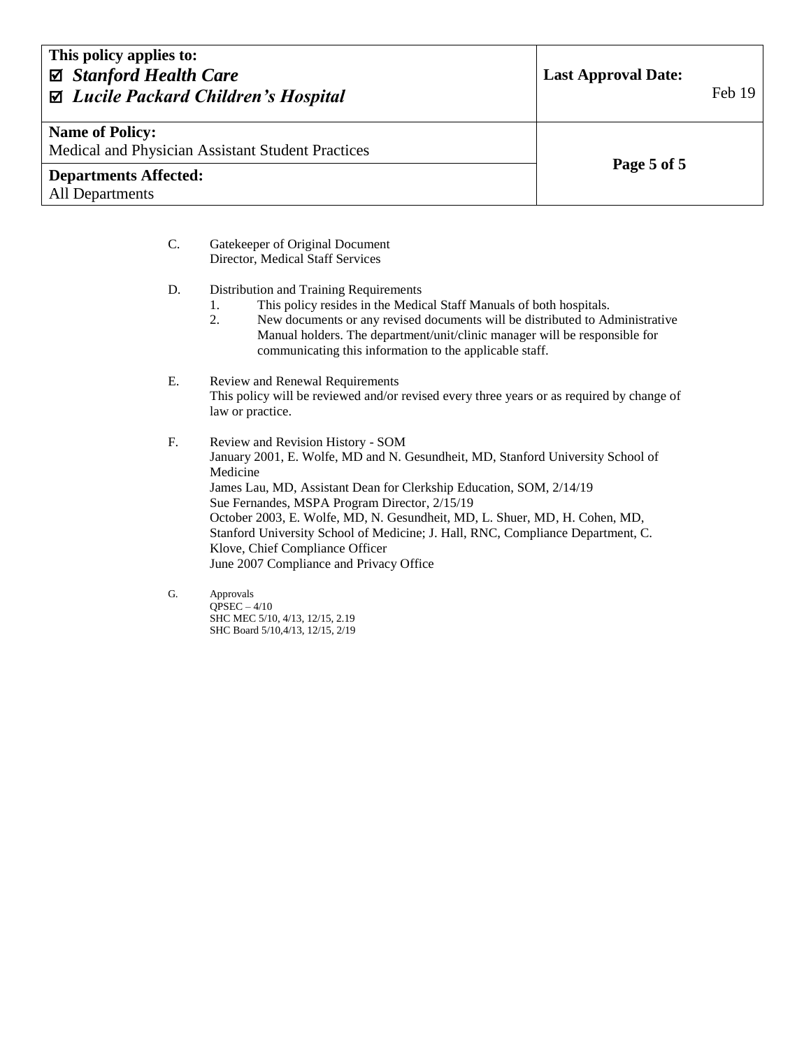| This policy applies to: ☑ *Stanford Health Care* ☑ *Lucile Packard Children's Hospital* | Last Approval Date: Feb 19 |
|---|---|
| **Name of Policy:** Medical and Physician Assistant Student Practices | |
| **Departments Affected:** All Departments | |

C. Gatekeeper of Original Document
Director, Medical Staff Services

D. Distribution and Training Requirements
1. This policy resides in the Medical Staff Manuals of both hospitals.
2. New documents or any revised documents will be distributed to Administrative Manual holders. The department/unit/clinic manager will be responsible for communicating this information to the applicable staff.

E. Review and Renewal Requirements
This policy will be reviewed and/or revised every three years or as required by change of law or practice.

F. Review and Revision History - SOM
January 2001, E. Wolfe, MD and N. Gesundheit, MD, Stanford University School of Medicine
James Lau, MD, Assistant Dean for Clerkship Education, SOM, 2/14/19
Sue Fernandes, MSPA Program Director, 2/15/19
October 2003, E. Wolfe, MD, N. Gesundheit, MD, L. Shuer, MD, H. Cohen, MD, Stanford University School of Medicine; J. Hall, RNC, Compliance Department, C. Klove, Chief Compliance Officer
June 2007 Compliance and Privacy Office

G. Approvals
QPSEC – 4/10
SHC MEC 5/10, 4/13, 12/15, 2.19
SHC Board 5/10,4/13, 12/15, 2/19